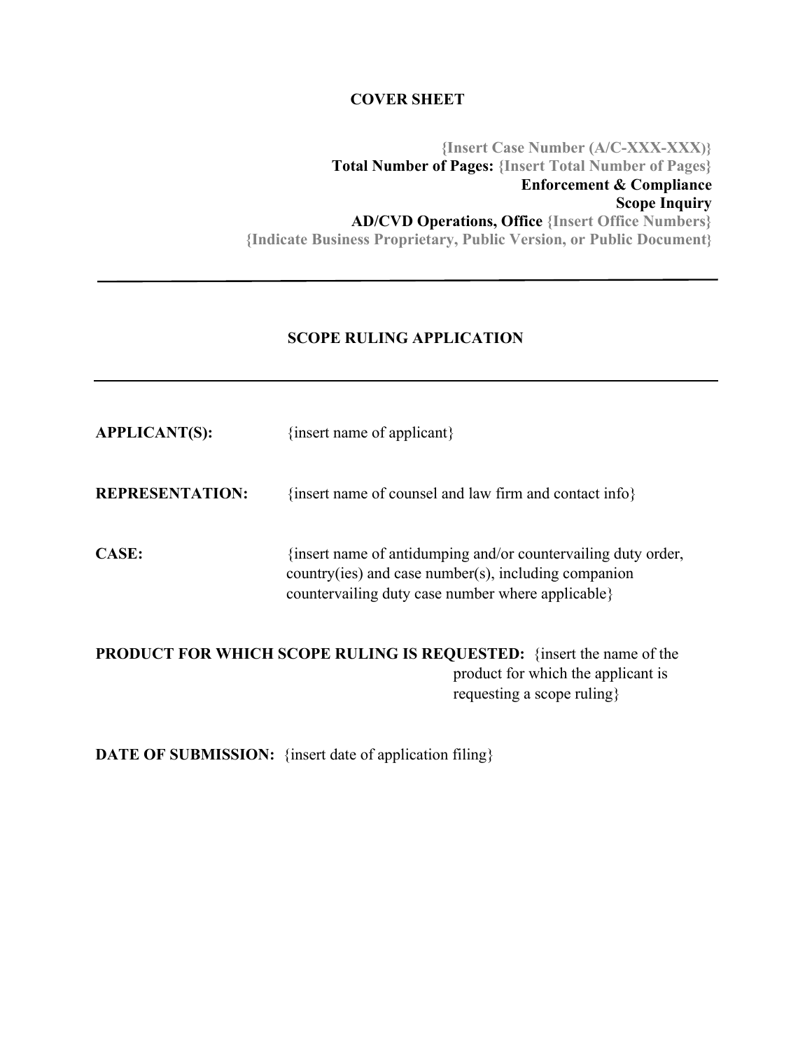**COVER SHEET**

**{Insert Case Number (A/C-XXX-XXX)}**
**Total Number of Pages: {Insert Total Number of Pages}**
**Enforcement & Compliance**
**Scope Inquiry**
**AD/CVD Operations, Office {Insert Office Numbers}**
**{Indicate Business Proprietary, Public Version, or Public Document}**

---

**SCOPE RULING APPLICATION**

---

**APPLICANT(S):** {insert name of applicant}

**REPRESENTATION:** {insert name of counsel and law firm and contact info}

**CASE:** {insert name of antidumping and/or countervailing duty order, country(ies) and case number(s), including companion countervailing duty case number where applicable}

**PRODUCT FOR WHICH SCOPE RULING IS REQUESTED:** {insert the name of the product for which the applicant is requesting a scope ruling}

**DATE OF SUBMISSION:** {insert date of application filing}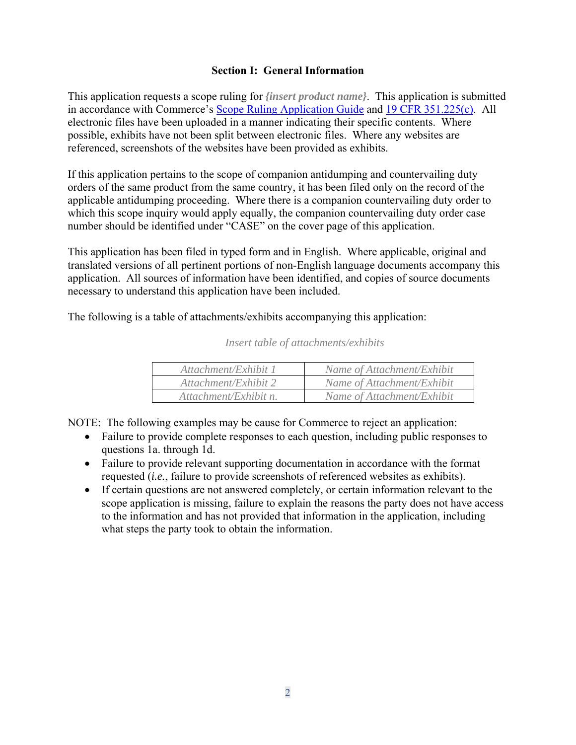## Section I: General Information

This application requests a scope ruling for ***{insert product name}***. This application is submitted in accordance with Commerce's [Scope Ruling Application Guide] and [19 CFR 351.225(c)]. All electronic files have been uploaded in a manner indicating their specific contents. Where possible, exhibits have not been split between electronic files. Where any websites are referenced, screenshots of the websites have been provided as exhibits.

If this application pertains to the scope of companion antidumping and countervailing duty orders of the same product from the same country, it has been filed only on the record of the applicable antidumping proceeding. Where there is a companion countervailing duty order to which this scope inquiry would apply equally, the companion countervailing duty order case number should be identified under "CASE" on the cover page of this application.

This application has been filed in typed form and in English. Where applicable, original and translated versions of all pertinent portions of non-English language documents accompany this application. All sources of information have been identified, and copies of source documents necessary to understand this application have been included.

The following is a table of attachments/exhibits accompanying this application:

*Insert table of attachments/exhibits*

| *Attachment/Exhibit 1* | *Name of Attachment/Exhibit* |
|---|---|
| *Attachment/Exhibit 2* | *Name of Attachment/Exhibit* |
| *Attachment/Exhibit n.* | *Name of Attachment/Exhibit* |

NOTE: The following examples may be cause for Commerce to reject an application:

- Failure to provide complete responses to each question, including public responses to questions 1a. through 1d.
- Failure to provide relevant supporting documentation in accordance with the format requested (*i.e.*, failure to provide screenshots of referenced websites as exhibits).
- If certain questions are not answered completely, or certain information relevant to the scope application is missing, failure to explain the reasons the party does not have access to the information and has not provided that information in the application, including what steps the party took to obtain the information.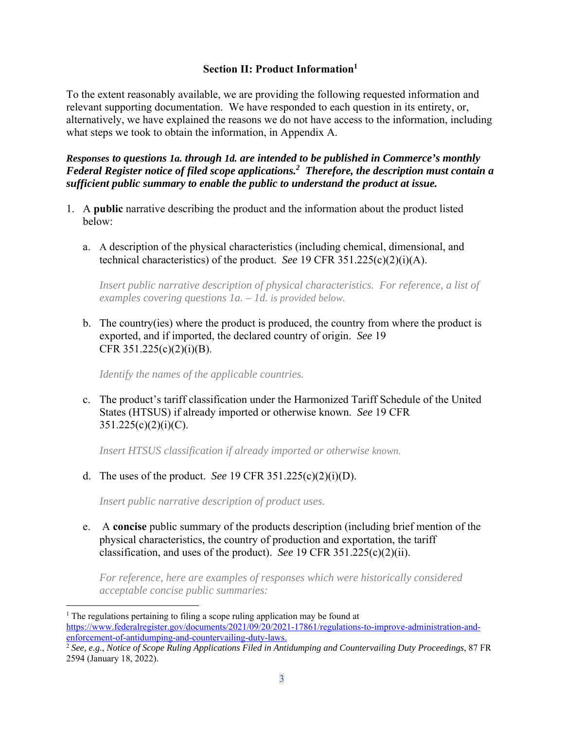### Section II: Product Information[1]

To the extent reasonably available, we are providing the following requested information and relevant supporting documentation. We have responded to each question in its entirety, or, alternatively, we have explained the reasons we do not have access to the information, including what steps we took to obtain the information, in Appendix A.

***Responses to questions 1a. through 1d. are intended to be published in Commerce's monthly Federal Register notice of filed scope applications.[2] Therefore, the description must contain a sufficient public summary to enable the public to understand the product at issue.***

1. A **public** narrative describing the product and the information about the product listed below:

   a. A description of the physical characteristics (including chemical, dimensional, and technical characteristics) of the product. *See* 19 CFR 351.225(c)(2)(i)(A).

      *Insert public narrative description of physical characteristics. For reference, a list of examples covering questions 1a. – 1d. is provided below.*

   b. The country(ies) where the product is produced, the country from where the product is exported, and if imported, the declared country of origin. *See* 19 CFR 351.225(c)(2)(i)(B).

      *Identify the names of the applicable countries.*

   c. The product's tariff classification under the Harmonized Tariff Schedule of the United States (HTSUS) if already imported or otherwise known. *See* 19 CFR 351.225(c)(2)(i)(C).

      *Insert HTSUS classification if already imported or otherwise known.*

   d. The uses of the product. *See* 19 CFR 351.225(c)(2)(i)(D).

      *Insert public narrative description of product uses.*

   e. A **concise** public summary of the products description (including brief mention of the physical characteristics, the country of production and exportation, the tariff classification, and uses of the product). *See* 19 CFR 351.225(c)(2)(ii).

      *For reference, here are examples of responses which were historically considered acceptable concise public summaries:*

---

[1] The regulations pertaining to filing a scope ruling application may be found at https://www.federalregister.gov/documents/2021/09/20/2021-17861/regulations-to-improve-administration-and-enforcement-of-antidumping-and-countervailing-duty-laws.

[2] *See, e.g.*, *Notice of Scope Ruling Applications Filed in Antidumping and Countervailing Duty Proceedings*, 87 FR 2594 (January 18, 2022).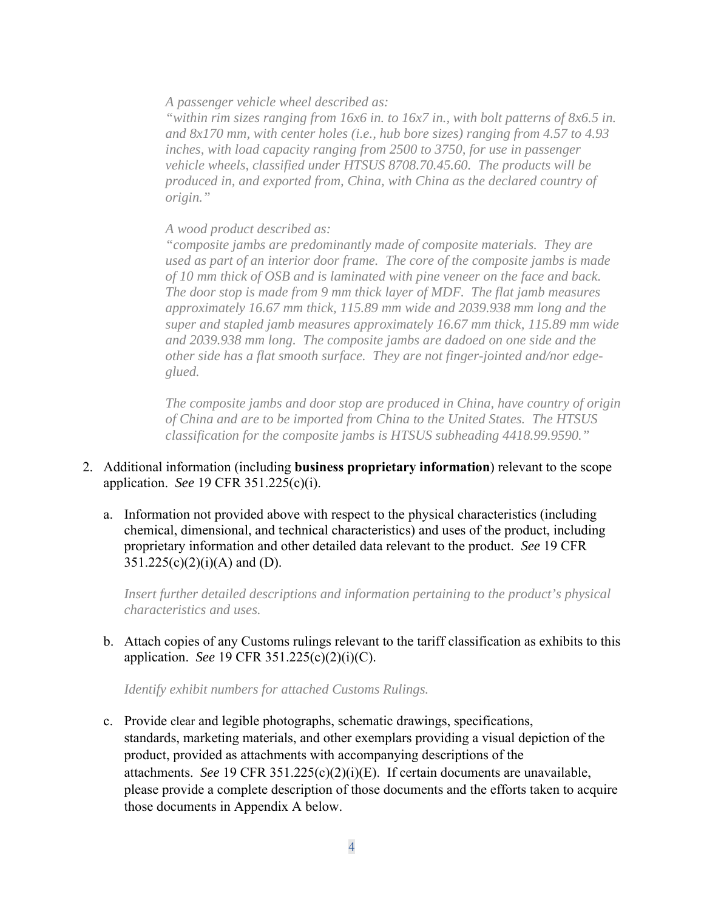*A passenger vehicle wheel described as:*
*"within rim sizes ranging from 16x6 in. to 16x7 in., with bolt patterns of 8x6.5 in. and 8x170 mm, with center holes (i.e., hub bore sizes) ranging from 4.57 to 4.93 inches, with load capacity ranging from 2500 to 3750, for use in passenger vehicle wheels, classified under HTSUS 8708.70.45.60. The products will be produced in, and exported from, China, with China as the declared country of origin."*

*A wood product described as:*
*"composite jambs are predominantly made of composite materials. They are used as part of an interior door frame. The core of the composite jambs is made of 10 mm thick of OSB and is laminated with pine veneer on the face and back. The door stop is made from 9 mm thick layer of MDF. The flat jamb measures approximately 16.67 mm thick, 115.89 mm wide and 2039.938 mm long and the super and stapled jamb measures approximately 16.67 mm thick, 115.89 mm wide and 2039.938 mm long. The composite jambs are dadoed on one side and the other side has a flat smooth surface. They are not finger-jointed and/nor edge-glued.*

*The composite jambs and door stop are produced in China, have country of origin of China and are to be imported from China to the United States. The HTSUS classification for the composite jambs is HTSUS subheading 4418.99.9590."*

2. Additional information (including **business proprietary information**) relevant to the scope application. *See* 19 CFR 351.225(c)(i).

   a. Information not provided above with respect to the physical characteristics (including chemical, dimensional, and technical characteristics) and uses of the product, including proprietary information and other detailed data relevant to the product. *See* 19 CFR 351.225(c)(2)(i)(A) and (D).

      *Insert further detailed descriptions and information pertaining to the product's physical characteristics and uses.*

   b. Attach copies of any Customs rulings relevant to the tariff classification as exhibits to this application. *See* 19 CFR 351.225(c)(2)(i)(C).

      *Identify exhibit numbers for attached Customs Rulings.*

   c. Provide clear and legible photographs, schematic drawings, specifications, standards, marketing materials, and other exemplars providing a visual depiction of the product, provided as attachments with accompanying descriptions of the attachments. *See* 19 CFR 351.225(c)(2)(i)(E). If certain documents are unavailable, please provide a complete description of those documents and the efforts taken to acquire those documents in Appendix A below.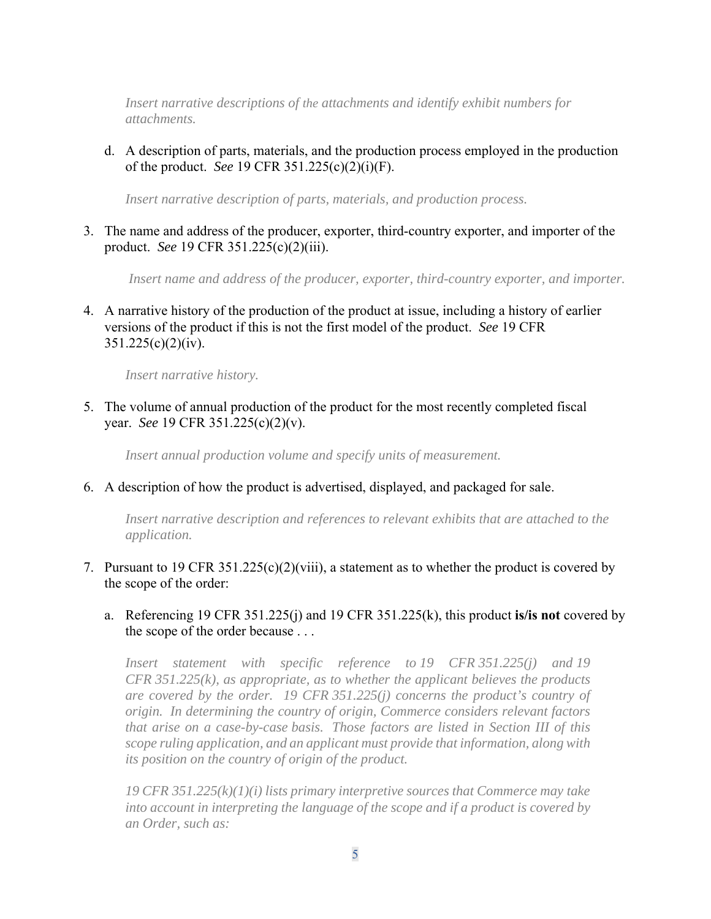*Insert narrative descriptions of the attachments and identify exhibit numbers for attachments.*

d. A description of parts, materials, and the production process employed in the production of the product. *See* 19 CFR 351.225(c)(2)(i)(F).

   *Insert narrative description of parts, materials, and production process.*

3. The name and address of the producer, exporter, third-country exporter, and importer of the product. *See* 19 CFR 351.225(c)(2)(iii).

   *Insert name and address of the producer, exporter, third-country exporter, and importer.*

4. A narrative history of the production of the product at issue, including a history of earlier versions of the product if this is not the first model of the product. *See* 19 CFR 351.225(c)(2)(iv).

   *Insert narrative history.*

5. The volume of annual production of the product for the most recently completed fiscal year. *See* 19 CFR 351.225(c)(2)(v).

   *Insert annual production volume and specify units of measurement.*

6. A description of how the product is advertised, displayed, and packaged for sale.

   *Insert narrative description and references to relevant exhibits that are attached to the application.*

7. Pursuant to 19 CFR 351.225(c)(2)(viii), a statement as to whether the product is covered by the scope of the order:

   a. Referencing 19 CFR 351.225(j) and 19 CFR 351.225(k), this product **is/is not** covered by the scope of the order because . . .

   *Insert statement with specific reference to 19 CFR 351.225(j) and 19 CFR 351.225(k), as appropriate, as to whether the applicant believes the products are covered by the order. 19 CFR 351.225(j) concerns the product's country of origin. In determining the country of origin, Commerce considers relevant factors that arise on a case-by-case basis. Those factors are listed in Section III of this scope ruling application, and an applicant must provide that information, along with its position on the country of origin of the product.*

   *19 CFR 351.225(k)(1)(i) lists primary interpretive sources that Commerce may take into account in interpreting the language of the scope and if a product is covered by an Order, such as:*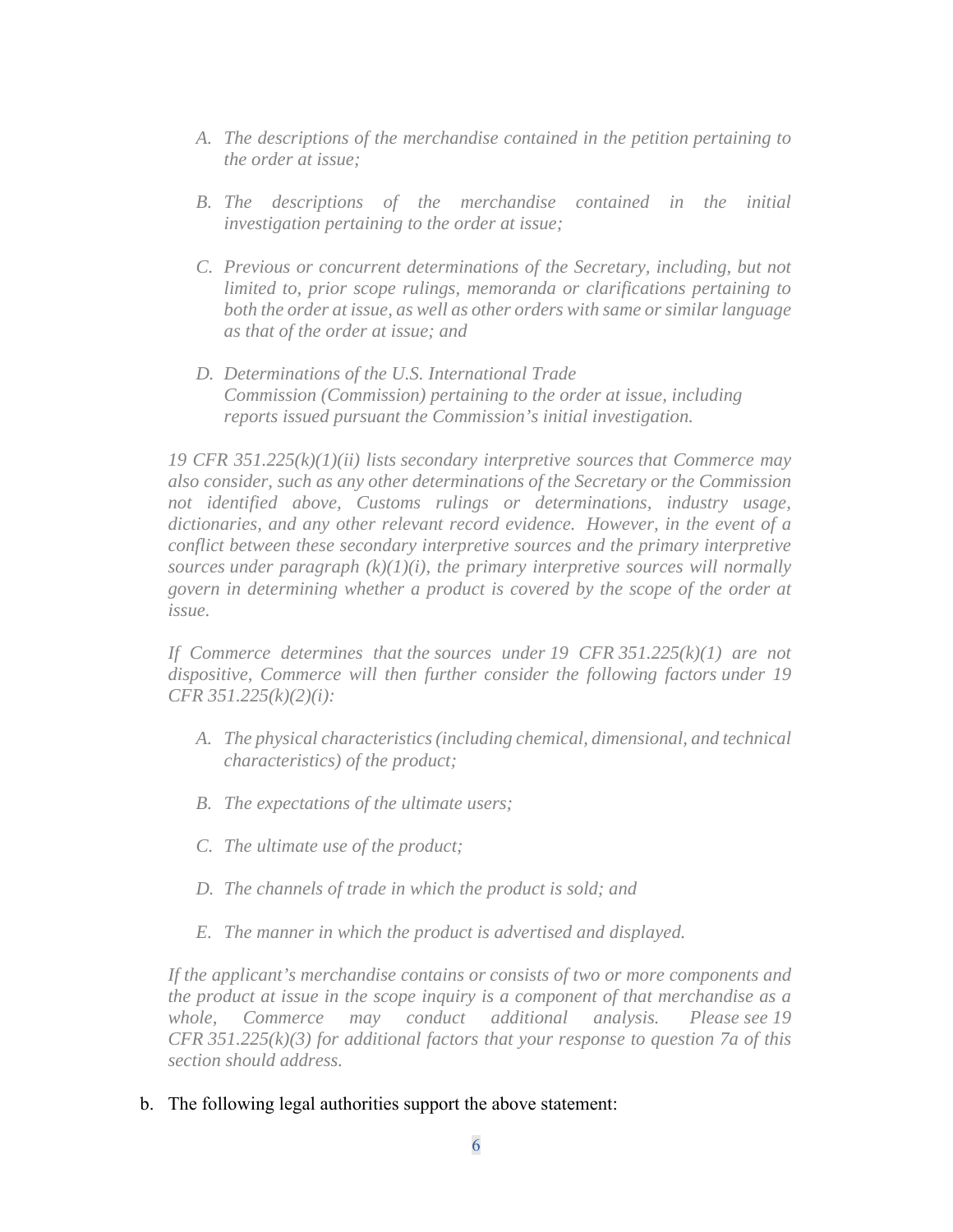*A. The descriptions of the merchandise contained in the petition pertaining to the order at issue;*

*B. The descriptions of the merchandise contained in the initial investigation pertaining to the order at issue;*

*C. Previous or concurrent determinations of the Secretary, including, but not limited to, prior scope rulings, memoranda or clarifications pertaining to both the order at issue, as well as other orders with same or similar language as that of the order at issue; and*

*D. Determinations of the U.S. International Trade Commission (Commission) pertaining to the order at issue, including reports issued pursuant the Commission's initial investigation.*

*19 CFR 351.225(k)(1)(ii) lists secondary interpretive sources that Commerce may also consider, such as any other determinations of the Secretary or the Commission not identified above, Customs rulings or determinations, industry usage, dictionaries, and any other relevant record evidence. However, in the event of a conflict between these secondary interpretive sources and the primary interpretive sources under paragraph (k)(1)(i), the primary interpretive sources will normally govern in determining whether a product is covered by the scope of the order at issue.*

*If Commerce determines that the sources under 19 CFR 351.225(k)(1) are not dispositive, Commerce will then further consider the following factors under 19 CFR 351.225(k)(2)(i):*

*A. The physical characteristics (including chemical, dimensional, and technical characteristics) of the product;*

*B. The expectations of the ultimate users;*

*C. The ultimate use of the product;*

*D. The channels of trade in which the product is sold; and*

*E. The manner in which the product is advertised and displayed.*

*If the applicant's merchandise contains or consists of two or more components and the product at issue in the scope inquiry is a component of that merchandise as a whole, Commerce may conduct additional analysis. Please see 19 CFR 351.225(k)(3) for additional factors that your response to question 7a of this section should address.*

b. The following legal authorities support the above statement: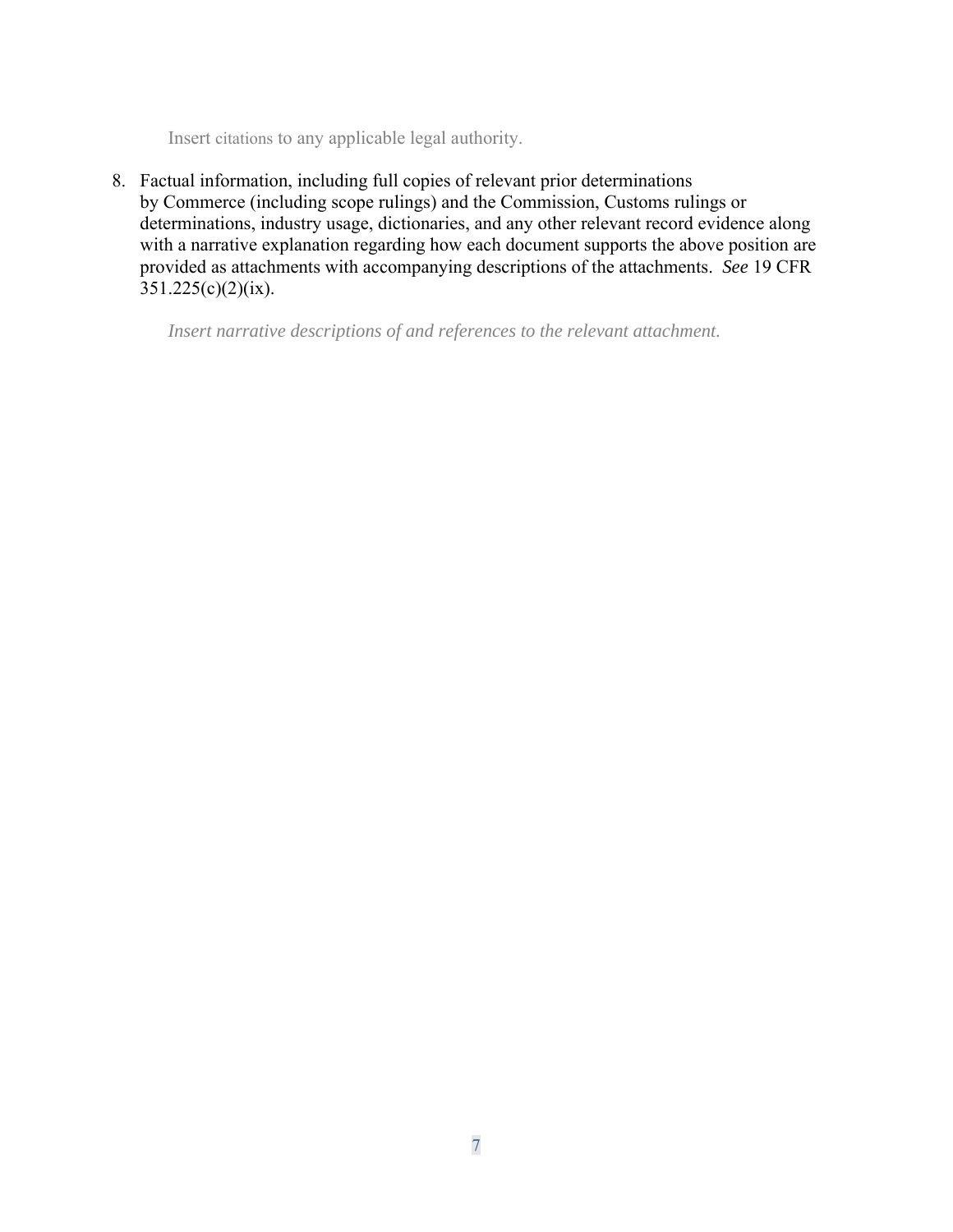Insert citations to any applicable legal authority.

8. Factual information, including full copies of relevant prior determinations by Commerce (including scope rulings) and the Commission, Customs rulings or determinations, industry usage, dictionaries, and any other relevant record evidence along with a narrative explanation regarding how each document supports the above position are provided as attachments with accompanying descriptions of the attachments. *See* 19 CFR 351.225(c)(2)(ix).

   *Insert narrative descriptions of and references to the relevant attachment.*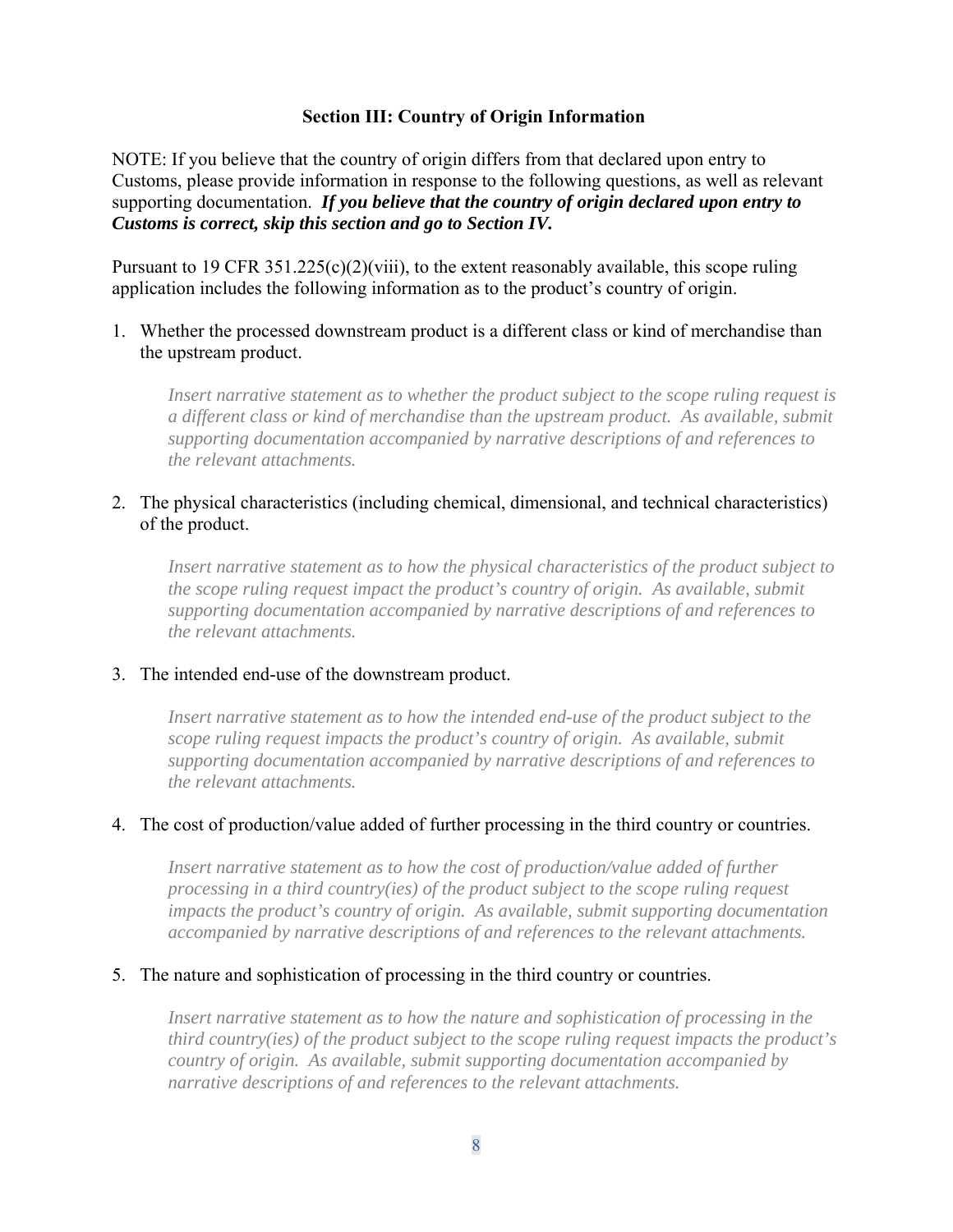### Section III: Country of Origin Information

NOTE: If you believe that the country of origin differs from that declared upon entry to Customs, please provide information in response to the following questions, as well as relevant supporting documentation. ***If you believe that the country of origin declared upon entry to Customs is correct, skip this section and go to Section IV.***

Pursuant to 19 CFR 351.225(c)(2)(viii), to the extent reasonably available, this scope ruling application includes the following information as to the product's country of origin.

1. Whether the processed downstream product is a different class or kind of merchandise than the upstream product.

   *Insert narrative statement as to whether the product subject to the scope ruling request is a different class or kind of merchandise than the upstream product. As available, submit supporting documentation accompanied by narrative descriptions of and references to the relevant attachments.*

2. The physical characteristics (including chemical, dimensional, and technical characteristics) of the product.

   *Insert narrative statement as to how the physical characteristics of the product subject to the scope ruling request impact the product's country of origin. As available, submit supporting documentation accompanied by narrative descriptions of and references to the relevant attachments.*

3. The intended end-use of the downstream product.

   *Insert narrative statement as to how the intended end-use of the product subject to the scope ruling request impacts the product's country of origin. As available, submit supporting documentation accompanied by narrative descriptions of and references to the relevant attachments.*

4. The cost of production/value added of further processing in the third country or countries.

   *Insert narrative statement as to how the cost of production/value added of further processing in a third country(ies) of the product subject to the scope ruling request impacts the product's country of origin. As available, submit supporting documentation accompanied by narrative descriptions of and references to the relevant attachments.*

5. The nature and sophistication of processing in the third country or countries.

   *Insert narrative statement as to how the nature and sophistication of processing in the third country(ies) of the product subject to the scope ruling request impacts the product's country of origin. As available, submit supporting documentation accompanied by narrative descriptions of and references to the relevant attachments.*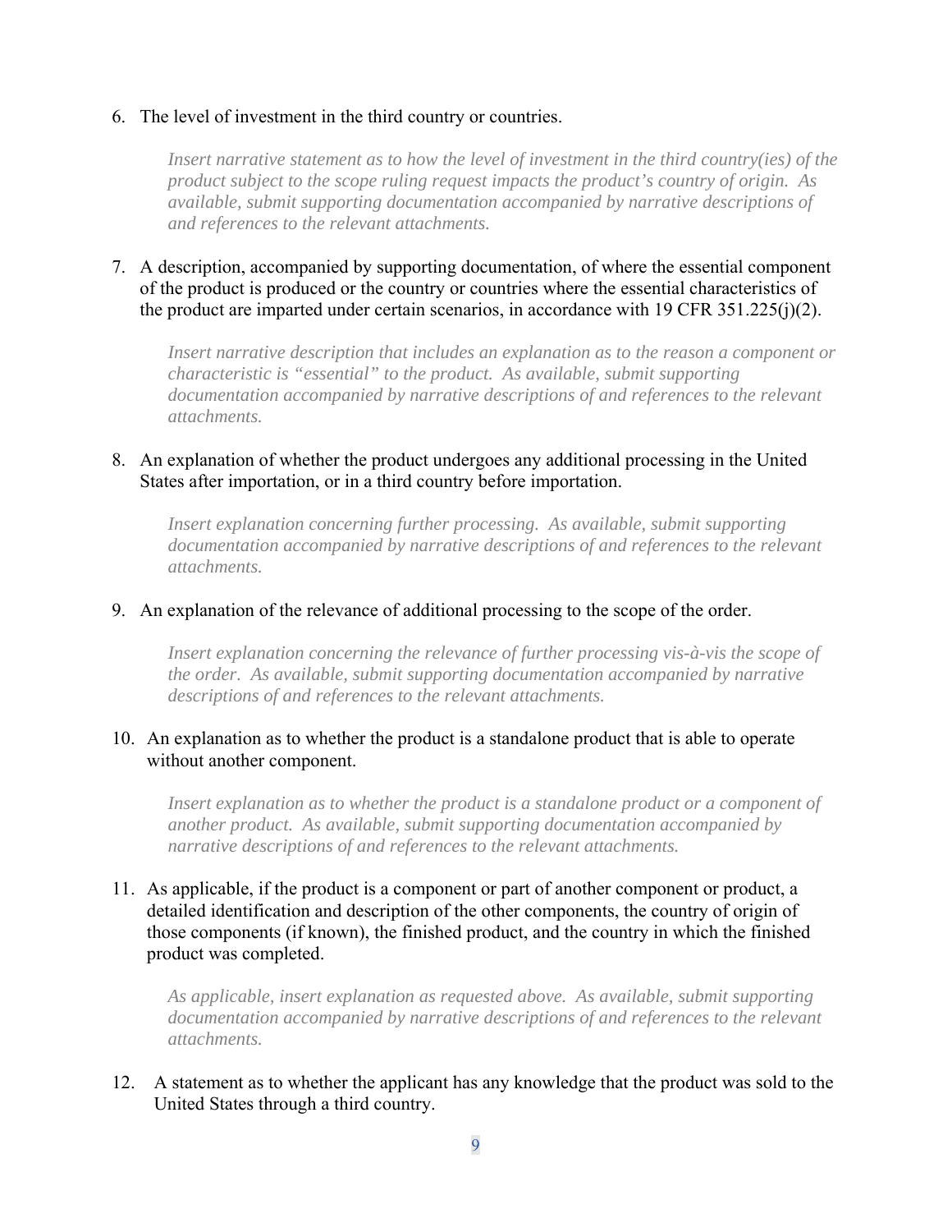6. The level of investment in the third country or countries.

    *Insert narrative statement as to how the level of investment in the third country(ies) of the product subject to the scope ruling request impacts the product's country of origin. As available, submit supporting documentation accompanied by narrative descriptions of and references to the relevant attachments.*

7. A description, accompanied by supporting documentation, of where the essential component of the product is produced or the country or countries where the essential characteristics of the product are imparted under certain scenarios, in accordance with 19 CFR 351.225(j)(2).

    *Insert narrative description that includes an explanation as to the reason a component or characteristic is "essential" to the product. As available, submit supporting documentation accompanied by narrative descriptions of and references to the relevant attachments.*

8. An explanation of whether the product undergoes any additional processing in the United States after importation, or in a third country before importation.

    *Insert explanation concerning further processing. As available, submit supporting documentation accompanied by narrative descriptions of and references to the relevant attachments.*

9. An explanation of the relevance of additional processing to the scope of the order.

    *Insert explanation concerning the relevance of further processing vis-à-vis the scope of the order. As available, submit supporting documentation accompanied by narrative descriptions of and references to the relevant attachments.*

10. An explanation as to whether the product is a standalone product that is able to operate without another component.

    *Insert explanation as to whether the product is a standalone product or a component of another product. As available, submit supporting documentation accompanied by narrative descriptions of and references to the relevant attachments.*

11. As applicable, if the product is a component or part of another component or product, a detailed identification and description of the other components, the country of origin of those components (if known), the finished product, and the country in which the finished product was completed.

    *As applicable, insert explanation as requested above. As available, submit supporting documentation accompanied by narrative descriptions of and references to the relevant attachments.*

12. A statement as to whether the applicant has any knowledge that the product was sold to the United States through a third country.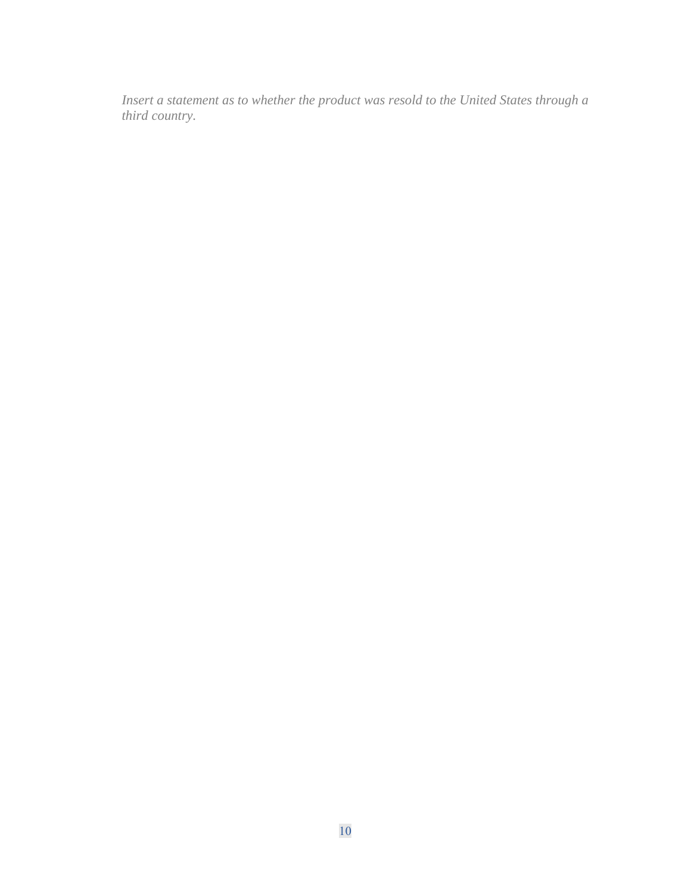*Insert a statement as to whether the product was resold to the United States through a third country.*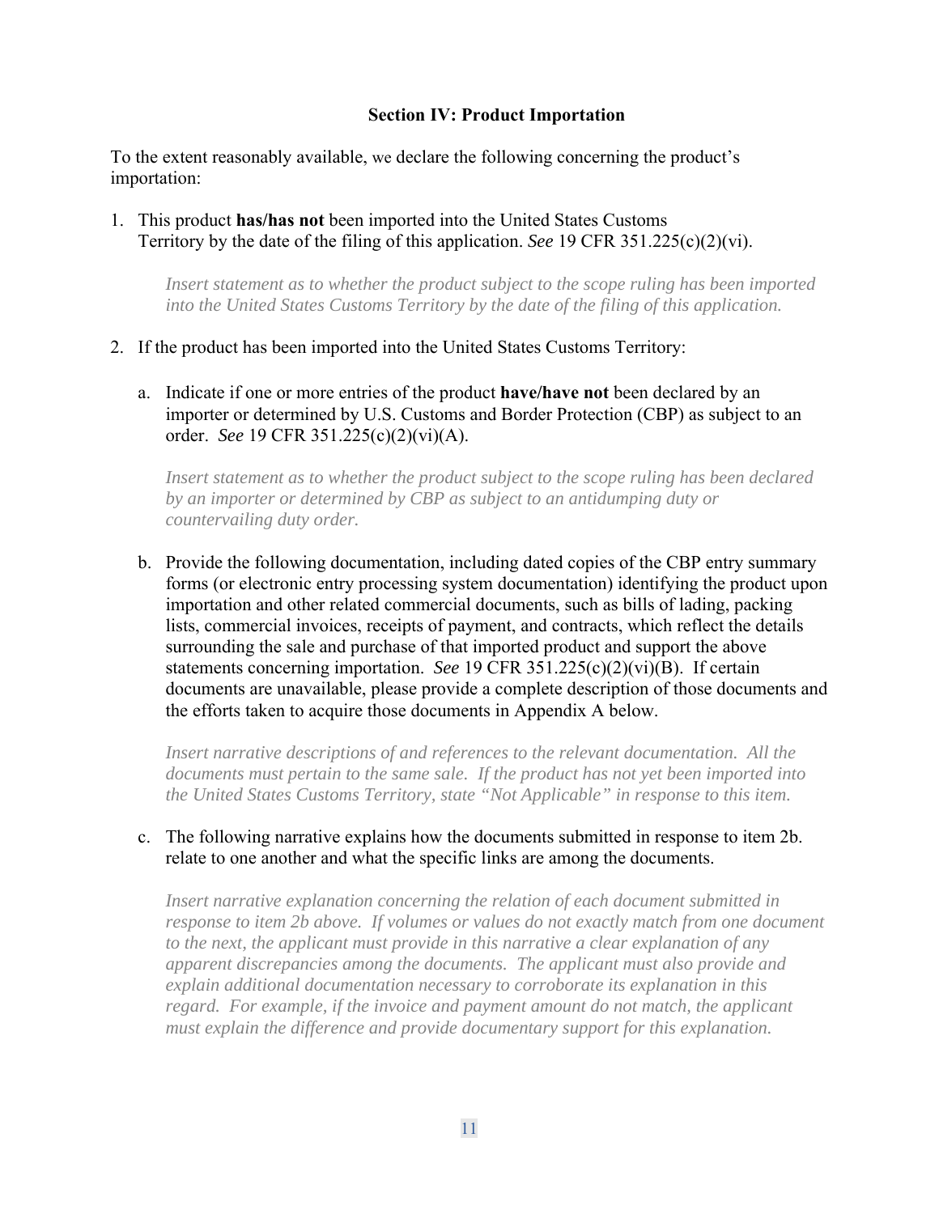### Section IV: Product Importation

To the extent reasonably available, we declare the following concerning the product's importation:

1. This product **has/has not** been imported into the United States Customs Territory by the date of the filing of this application. *See* 19 CFR 351.225(c)(2)(vi).

   *Insert statement as to whether the product subject to the scope ruling has been imported into the United States Customs Territory by the date of the filing of this application.*

2. If the product has been imported into the United States Customs Territory:

   a. Indicate if one or more entries of the product **have/have not** been declared by an importer or determined by U.S. Customs and Border Protection (CBP) as subject to an order. *See* 19 CFR 351.225(c)(2)(vi)(A).

      *Insert statement as to whether the product subject to the scope ruling has been declared by an importer or determined by CBP as subject to an antidumping duty or countervailing duty order.*

   b. Provide the following documentation, including dated copies of the CBP entry summary forms (or electronic entry processing system documentation) identifying the product upon importation and other related commercial documents, such as bills of lading, packing lists, commercial invoices, receipts of payment, and contracts, which reflect the details surrounding the sale and purchase of that imported product and support the above statements concerning importation. *See* 19 CFR 351.225(c)(2)(vi)(B). If certain documents are unavailable, please provide a complete description of those documents and the efforts taken to acquire those documents in Appendix A below.

      *Insert narrative descriptions of and references to the relevant documentation. All the documents must pertain to the same sale. If the product has not yet been imported into the United States Customs Territory, state "Not Applicable" in response to this item.*

   c. The following narrative explains how the documents submitted in response to item 2b. relate to one another and what the specific links are among the documents.

      *Insert narrative explanation concerning the relation of each document submitted in response to item 2b above. If volumes or values do not exactly match from one document to the next, the applicant must provide in this narrative a clear explanation of any apparent discrepancies among the documents. The applicant must also provide and explain additional documentation necessary to corroborate its explanation in this regard. For example, if the invoice and payment amount do not match, the applicant must explain the difference and provide documentary support for this explanation.*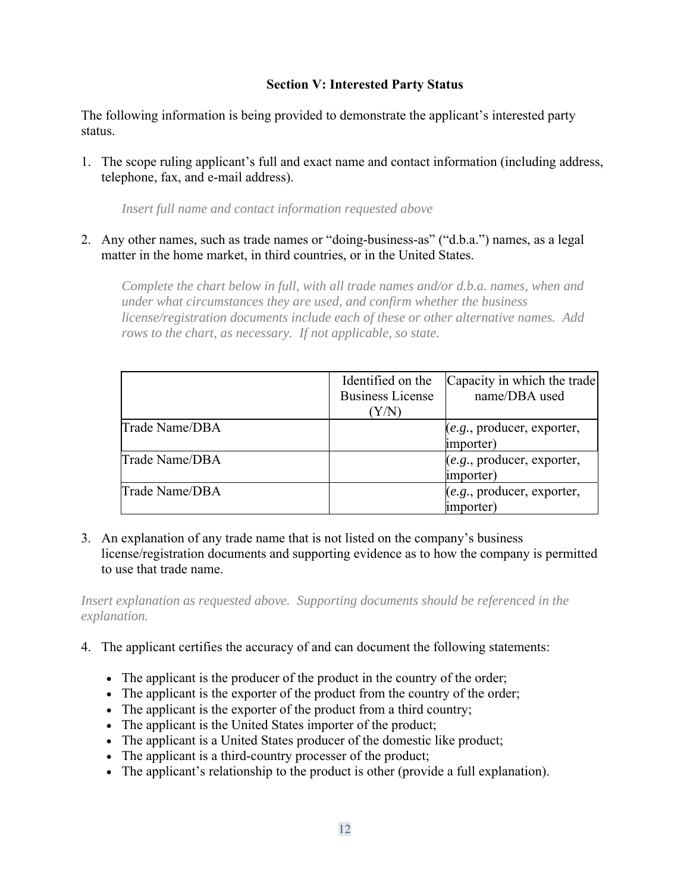### Section V: Interested Party Status

The following information is being provided to demonstrate the applicant's interested party status.

1. The scope ruling applicant's full and exact name and contact information (including address, telephone, fax, and e-mail address).

   *Insert full name and contact information requested above*

2. Any other names, such as trade names or "doing-business-as" ("d.b.a.") names, as a legal matter in the home market, in third countries, or in the United States.

   *Complete the chart below in full, with all trade names and/or d.b.a. names, when and under what circumstances they are used, and confirm whether the business license/registration documents include each of these or other alternative names. Add rows to the chart, as necessary. If not applicable, so state.*

| | Identified on the Business License (Y/N) | Capacity in which the trade name/DBA used |
|---|---|---|
| Trade Name/DBA | | (*e.g.*, producer, exporter, importer) |
| Trade Name/DBA | | (*e.g.*, producer, exporter, importer) |
| Trade Name/DBA | | (*e.g.*, producer, exporter, importer) |

3. An explanation of any trade name that is not listed on the company's business license/registration documents and supporting evidence as to how the company is permitted to use that trade name.

*Insert explanation as requested above. Supporting documents should be referenced in the explanation.*

4. The applicant certifies the accuracy of and can document the following statements:

   - The applicant is the producer of the product in the country of the order;
   - The applicant is the exporter of the product from the country of the order;
   - The applicant is the exporter of the product from a third country;
   - The applicant is the United States importer of the product;
   - The applicant is a United States producer of the domestic like product;
   - The applicant is a third-country processer of the product;
   - The applicant's relationship to the product is other (provide a full explanation).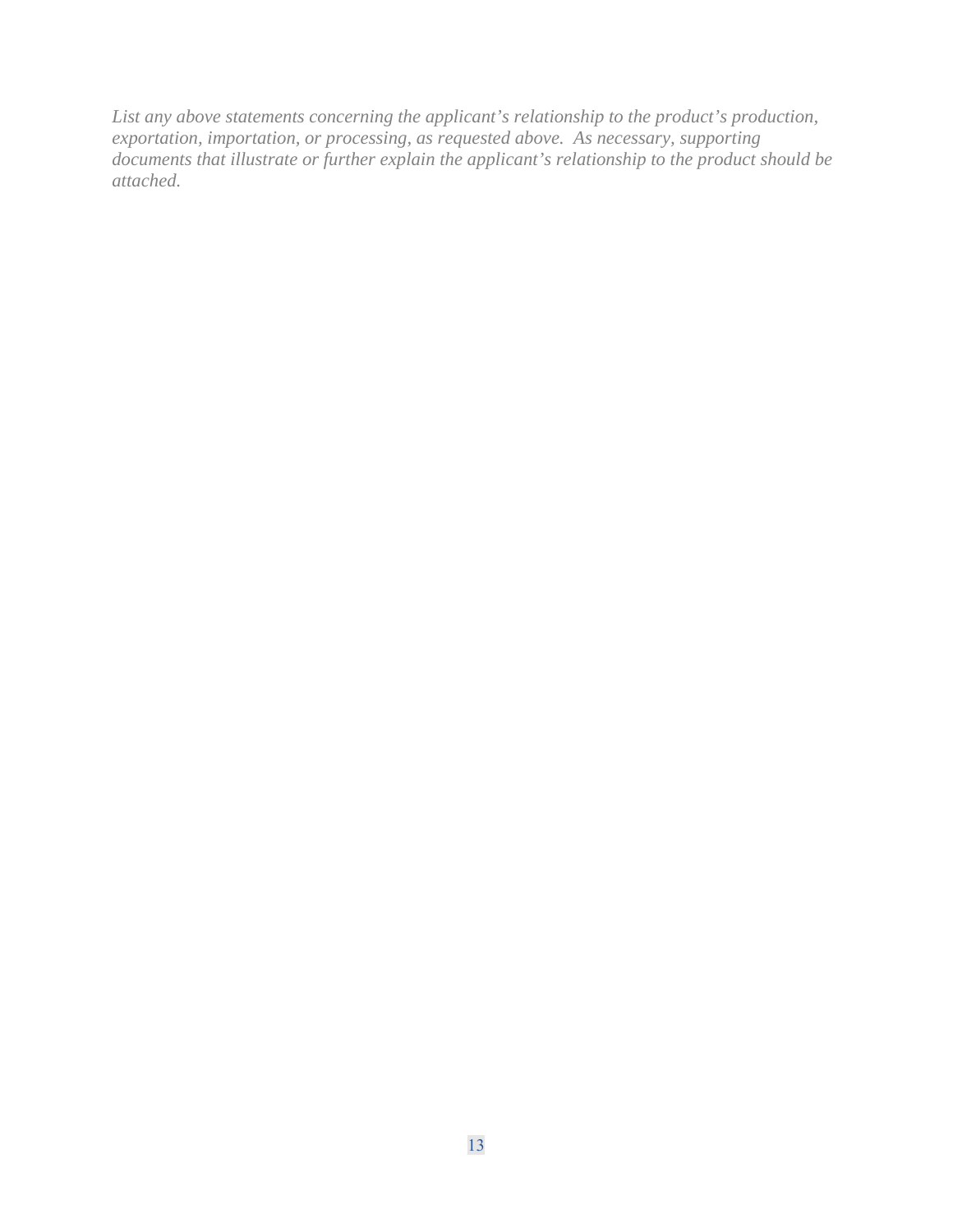*List any above statements concerning the applicant's relationship to the product's production, exportation, importation, or processing, as requested above. As necessary, supporting documents that illustrate or further explain the applicant's relationship to the product should be attached.*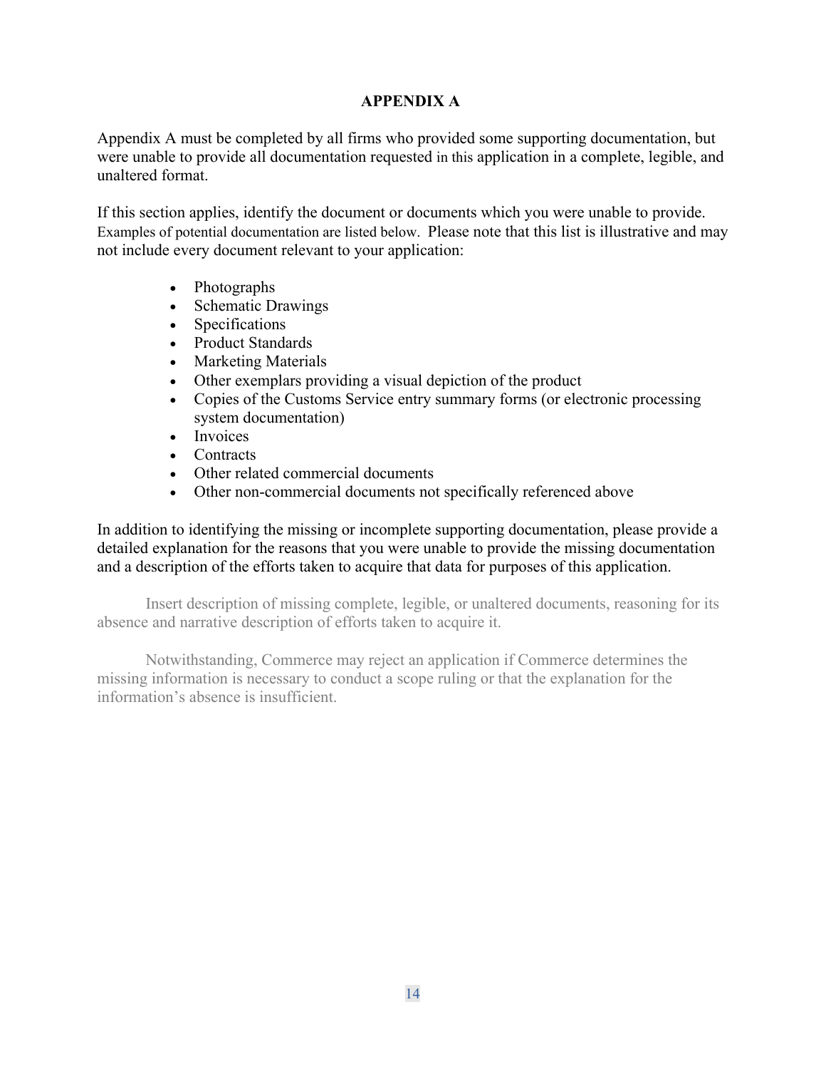## APPENDIX A

Appendix A must be completed by all firms who provided some supporting documentation, but were unable to provide all documentation requested in this application in a complete, legible, and unaltered format.

If this section applies, identify the document or documents which you were unable to provide. Examples of potential documentation are listed below. Please note that this list is illustrative and may not include every document relevant to your application:

- Photographs
- Schematic Drawings
- Specifications
- Product Standards
- Marketing Materials
- Other exemplars providing a visual depiction of the product
- Copies of the Customs Service entry summary forms (or electronic processing system documentation)
- Invoices
- Contracts
- Other related commercial documents
- Other non-commercial documents not specifically referenced above

In addition to identifying the missing or incomplete supporting documentation, please provide a detailed explanation for the reasons that you were unable to provide the missing documentation and a description of the efforts taken to acquire that data for purposes of this application.

Insert description of missing complete, legible, or unaltered documents, reasoning for its absence and narrative description of efforts taken to acquire it.

Notwithstanding, Commerce may reject an application if Commerce determines the missing information is necessary to conduct a scope ruling or that the explanation for the information's absence is insufficient.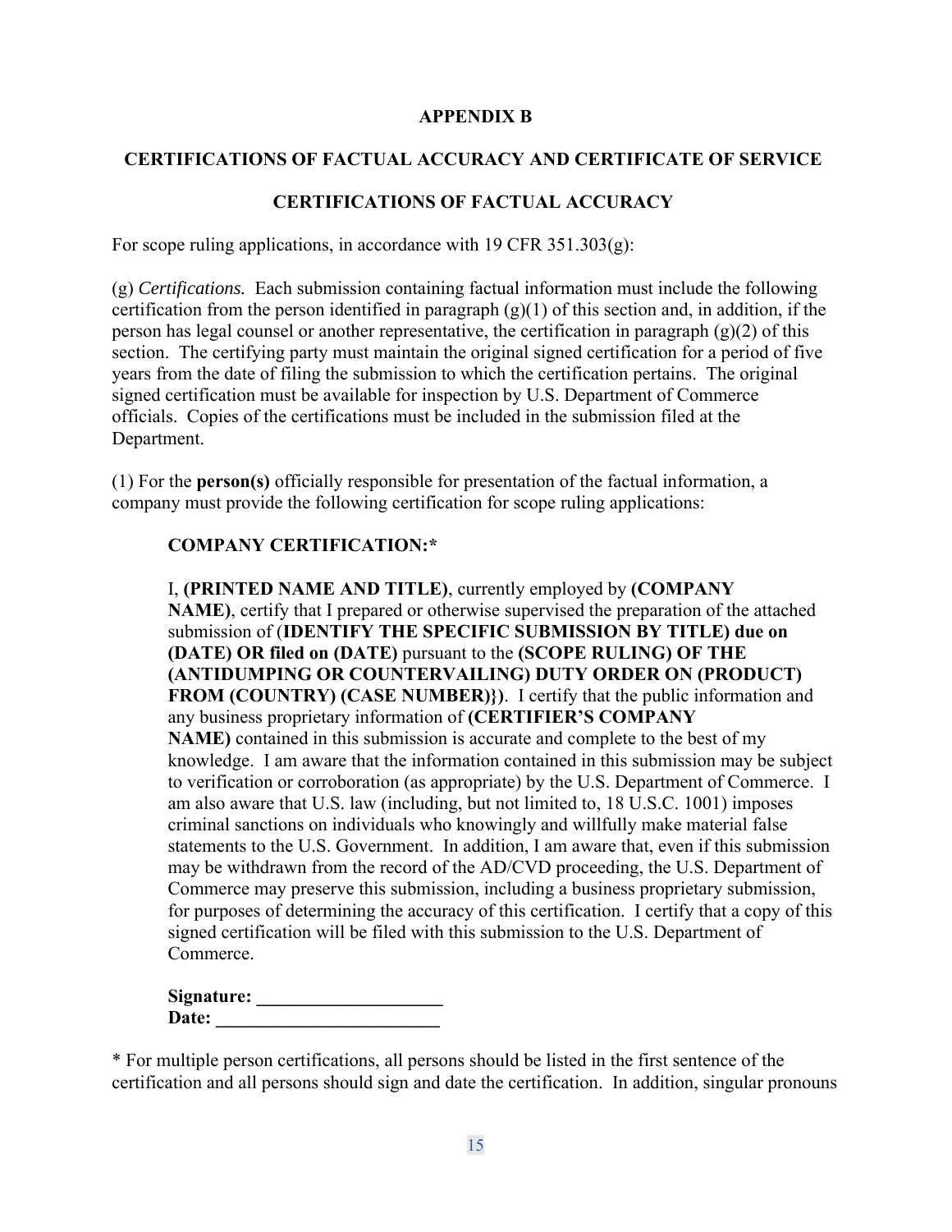# APPENDIX B

## CERTIFICATIONS OF FACTUAL ACCURACY AND CERTIFICATE OF SERVICE

### CERTIFICATIONS OF FACTUAL ACCURACY

For scope ruling applications, in accordance with 19 CFR 351.303(g):

(g) *Certifications.* Each submission containing factual information must include the following certification from the person identified in paragraph (g)(1) of this section and, in addition, if the person has legal counsel or another representative, the certification in paragraph (g)(2) of this section. The certifying party must maintain the original signed certification for a period of five years from the date of filing the submission to which the certification pertains. The original signed certification must be available for inspection by U.S. Department of Commerce officials. Copies of the certifications must be included in the submission filed at the Department.

(1) For the **person(s)** officially responsible for presentation of the factual information, a company must provide the following certification for scope ruling applications:

> **COMPANY CERTIFICATION:***
>
> I, **(PRINTED NAME AND TITLE)**, currently employed by **(COMPANY NAME)**, certify that I prepared or otherwise supervised the preparation of the attached submission of (**IDENTIFY THE SPECIFIC SUBMISSION BY TITLE) due on (DATE) OR filed on (DATE)** pursuant to the **(SCOPE RULING) OF THE (ANTIDUMPING OR COUNTERVAILING) DUTY ORDER ON (PRODUCT) FROM (COUNTRY) (CASE NUMBER)})**. I certify that the public information and any business proprietary information of **(CERTIFIER'S COMPANY NAME)** contained in this submission is accurate and complete to the best of my knowledge. I am aware that the information contained in this submission may be subject to verification or corroboration (as appropriate) by the U.S. Department of Commerce. I am also aware that U.S. law (including, but not limited to, 18 U.S.C. 1001) imposes criminal sanctions on individuals who knowingly and willfully make material false statements to the U.S. Government. In addition, I am aware that, even if this submission may be withdrawn from the record of the AD/CVD proceeding, the U.S. Department of Commerce may preserve this submission, including a business proprietary submission, for purposes of determining the accuracy of this certification. I certify that a copy of this signed certification will be filed with this submission to the U.S. Department of Commerce.
>
> **Signature:** ____________________
> **Date:** ________________________

* For multiple person certifications, all persons should be listed in the first sentence of the certification and all persons should sign and date the certification. In addition, singular pronouns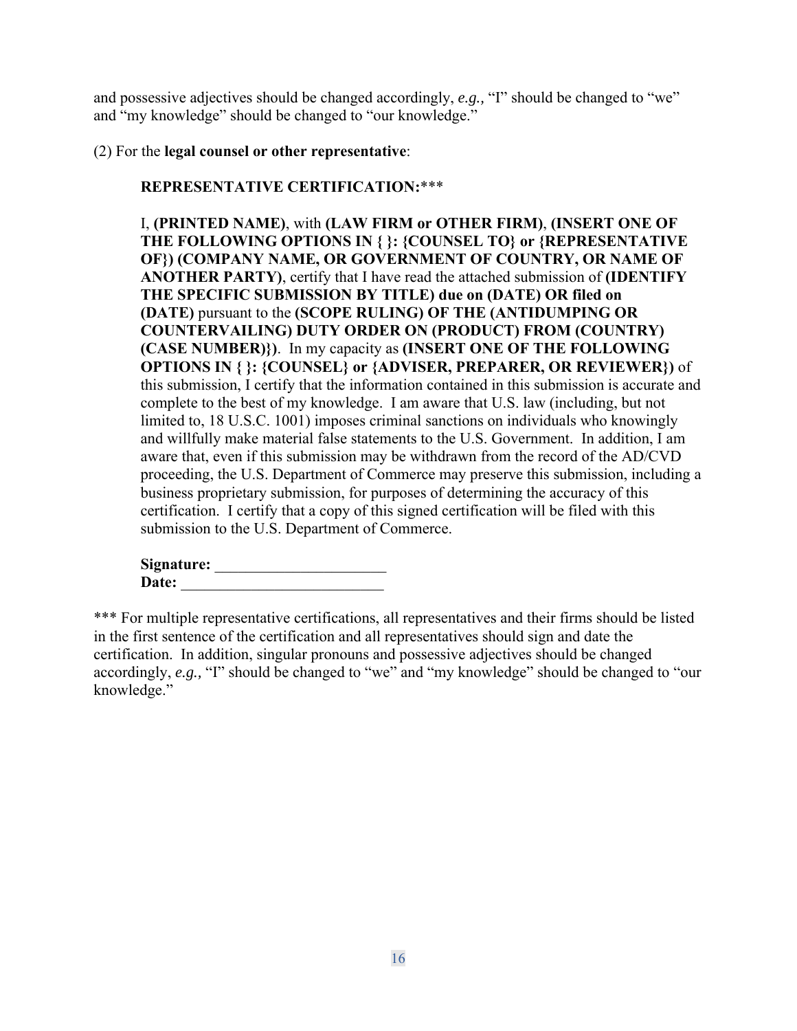and possessive adjectives should be changed accordingly, *e.g.,* “I” should be changed to “we” and “my knowledge” should be changed to “our knowledge.”

(2) For the **legal counsel or other representative**:

> **REPRESENTATIVE CERTIFICATION:*****
>
> I, **(PRINTED NAME)**, with **(LAW FIRM or OTHER FIRM)**, **(INSERT ONE OF THE FOLLOWING OPTIONS IN { }: {COUNSEL TO} or {REPRESENTATIVE OF}) (COMPANY NAME, OR GOVERNMENT OF COUNTRY, OR NAME OF ANOTHER PARTY)**, certify that I have read the attached submission of **(IDENTIFY THE SPECIFIC SUBMISSION BY TITLE) due on (DATE) OR filed on (DATE)** pursuant to the **(SCOPE RULING) OF THE (ANTIDUMPING OR COUNTERVAILING) DUTY ORDER ON (PRODUCT) FROM (COUNTRY) (CASE NUMBER)})**. In my capacity as **(INSERT ONE OF THE FOLLOWING OPTIONS IN { }: {COUNSEL} or {ADVISER, PREPARER, OR REVIEWER})** of this submission, I certify that the information contained in this submission is accurate and complete to the best of my knowledge. I am aware that U.S. law (including, but not limited to, 18 U.S.C. 1001) imposes criminal sanctions on individuals who knowingly and willfully make material false statements to the U.S. Government. In addition, I am aware that, even if this submission may be withdrawn from the record of the AD/CVD proceeding, the U.S. Department of Commerce may preserve this submission, including a business proprietary submission, for purposes of determining the accuracy of this certification. I certify that a copy of this signed certification will be filed with this submission to the U.S. Department of Commerce.
>
> **Signature:** ______________________
> **Date:** __________________________

*** For multiple representative certifications, all representatives and their firms should be listed in the first sentence of the certification and all representatives should sign and date the certification. In addition, singular pronouns and possessive adjectives should be changed accordingly, *e.g.,* “I” should be changed to “we” and “my knowledge” should be changed to “our knowledge.”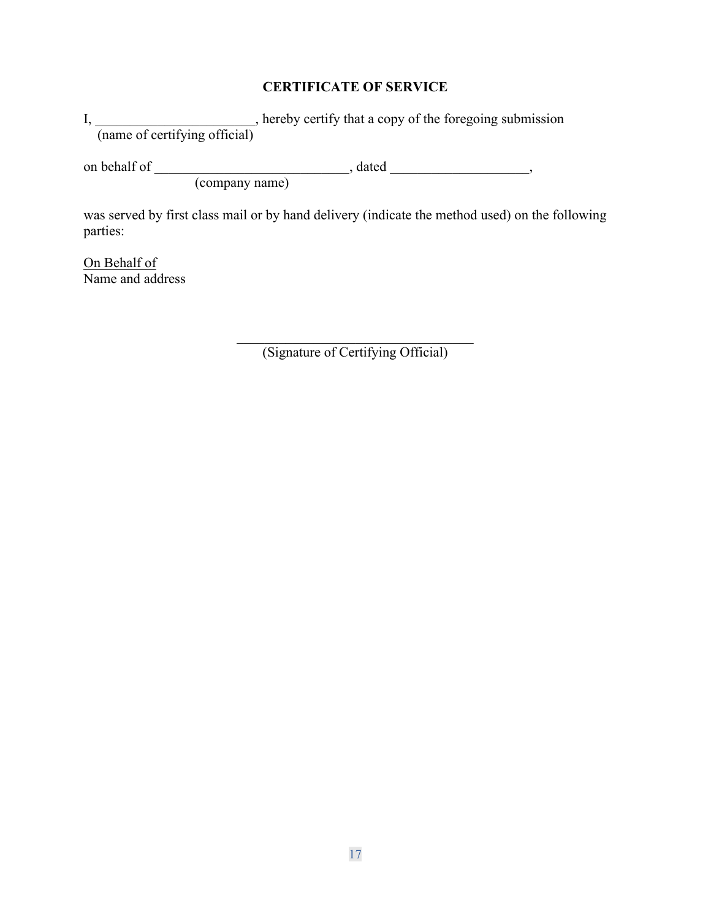## CERTIFICATE OF SERVICE

I, ______________________, hereby certify that a copy of the foregoing submission
(name of certifying official)

on behalf of ___________________________, dated ___________________,
(company name)

was served by first class mail or by hand delivery (indicate the method used) on the following parties:

<u>On Behalf of</u>
Name and address

_________________________________
(Signature of Certifying Official)